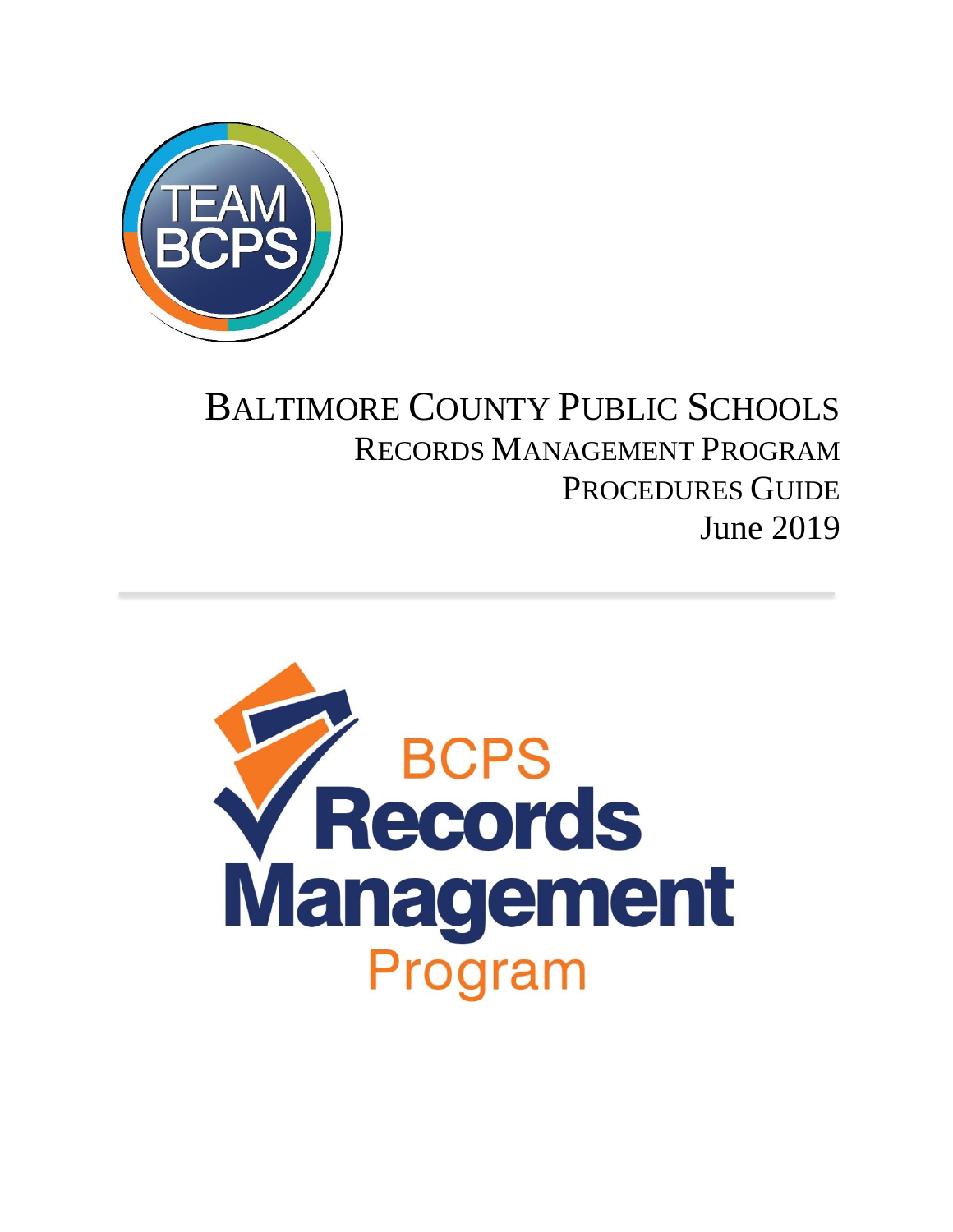# Baltimore County Public Schools

## Records Management Program

## Procedures Guide

June 2019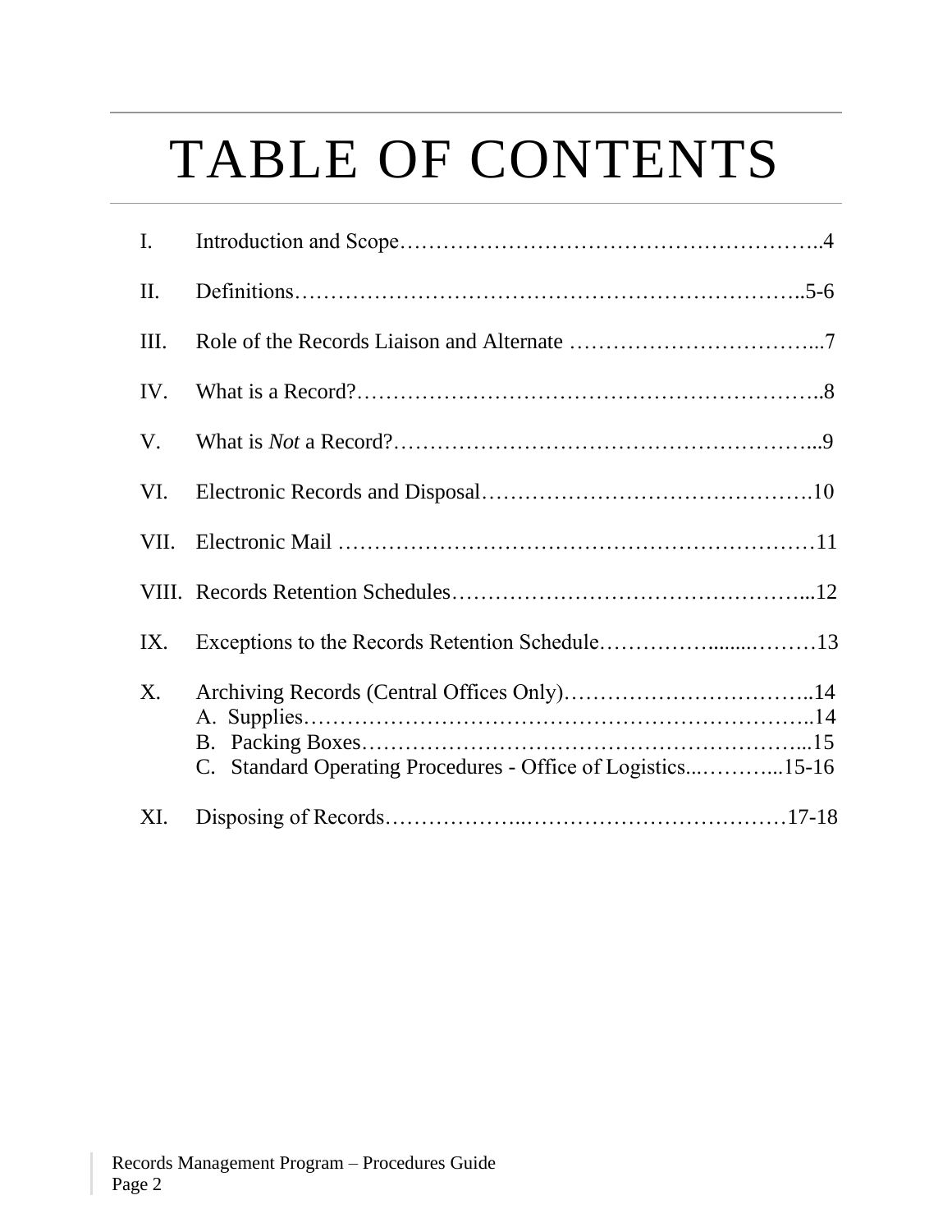# TABLE OF CONTENTS

I. Introduction and Scope……………………………………………………..4

II. Definitions…………………………………………………………….5-6

III. Role of the Records Liaison and Alternate ……………………………...7

IV. What is a Record?……………………………………………………..8

V. What is *Not* a Record?………………………………………………...9

VI. Electronic Records and Disposal……………………………………….10

VII. Electronic Mail …………………………………………………………11

VIII. Records Retention Schedules………………………………………...12

IX. Exceptions to the Records Retention Schedule……………........………13

X. Archiving Records (Central Offices Only)……………………………..14
   A. Supplies……………………………………………………………..14
   B. Packing Boxes……………………………………………………...15
   C. Standard Operating Procedures - Office of Logistics...………...15-16

XI. Disposing of Records………………..………………………………17-18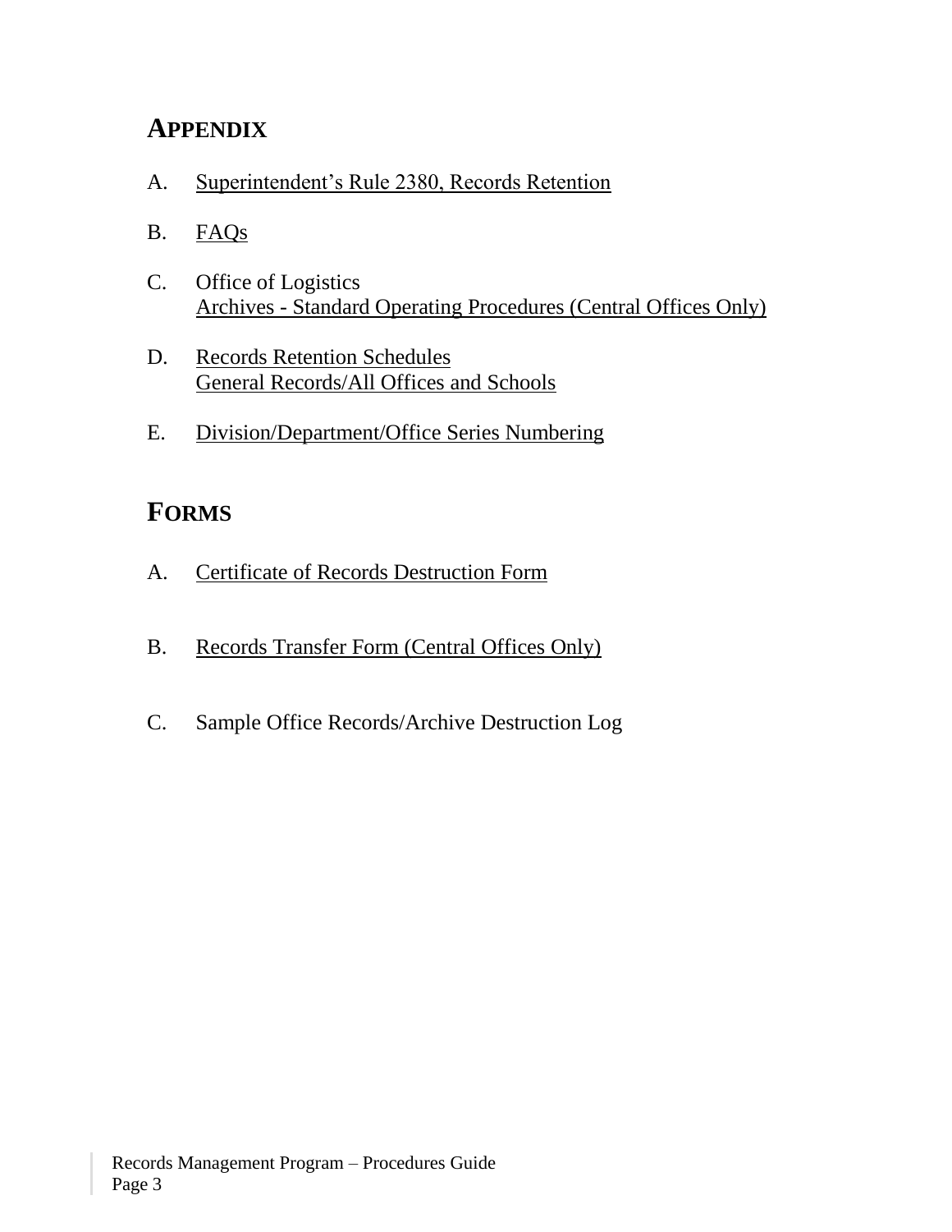## APPENDIX

A. Superintendent's Rule 2380, Records Retention

B. FAQs

C. Office of Logistics
   Archives - Standard Operating Procedures (Central Offices Only)

D. Records Retention Schedules
   General Records/All Offices and Schools

E. Division/Department/Office Series Numbering

## FORMS

A. Certificate of Records Destruction Form

B. Records Transfer Form (Central Offices Only)

C. Sample Office Records/Archive Destruction Log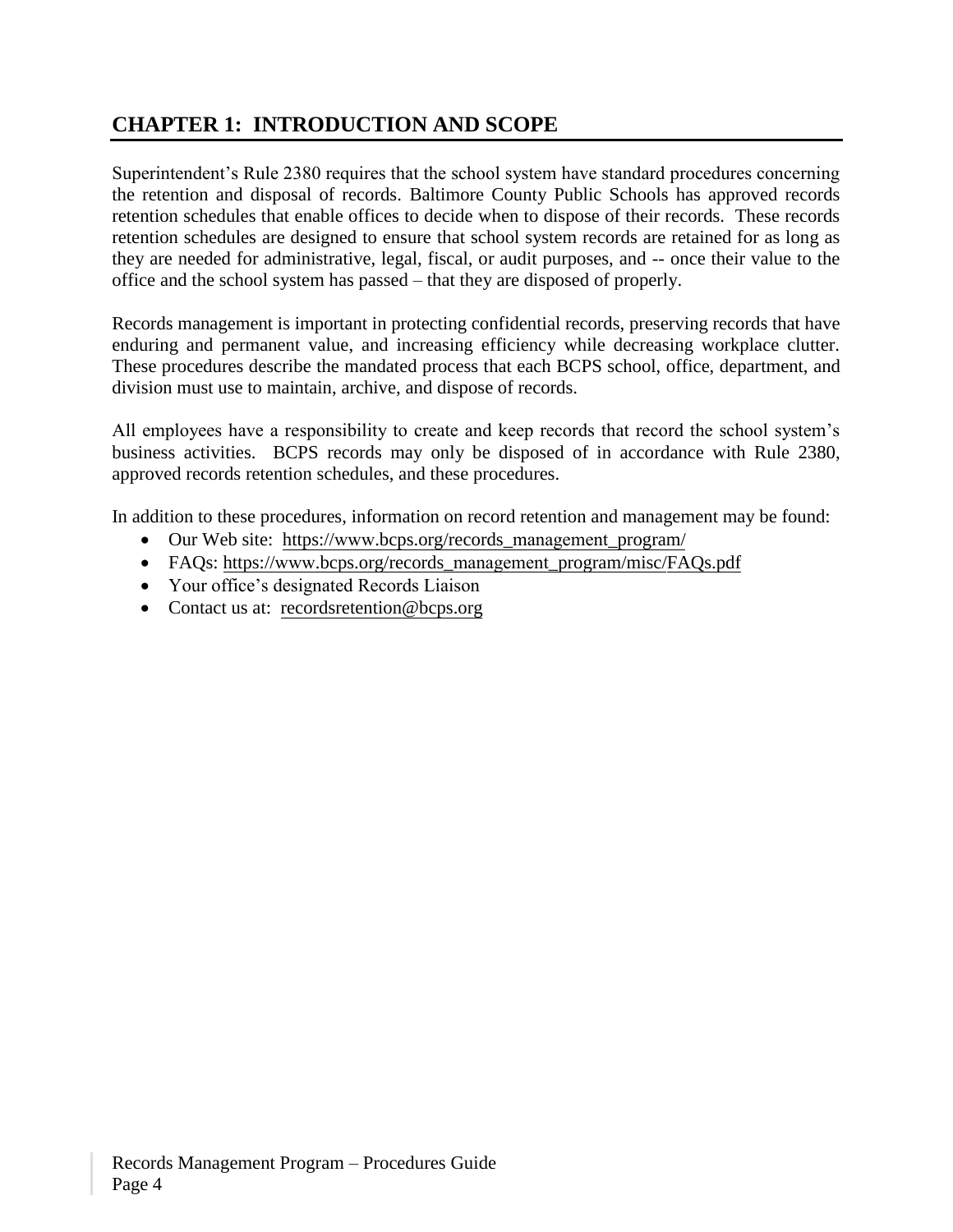# CHAPTER 1: INTRODUCTION AND SCOPE

Superintendent's Rule 2380 requires that the school system have standard procedures concerning the retention and disposal of records. Baltimore County Public Schools has approved records retention schedules that enable offices to decide when to dispose of their records. These records retention schedules are designed to ensure that school system records are retained for as long as they are needed for administrative, legal, fiscal, or audit purposes, and -- once their value to the office and the school system has passed – that they are disposed of properly.

Records management is important in protecting confidential records, preserving records that have enduring and permanent value, and increasing efficiency while decreasing workplace clutter. These procedures describe the mandated process that each BCPS school, office, department, and division must use to maintain, archive, and dispose of records.

All employees have a responsibility to create and keep records that record the school system's business activities. BCPS records may only be disposed of in accordance with Rule 2380, approved records retention schedules, and these procedures.

In addition to these procedures, information on record retention and management may be found:

- Our Web site: https://www.bcps.org/records_management_program/
- FAQs: https://www.bcps.org/records_management_program/misc/FAQs.pdf
- Your office's designated Records Liaison
- Contact us at: recordsretention@bcps.org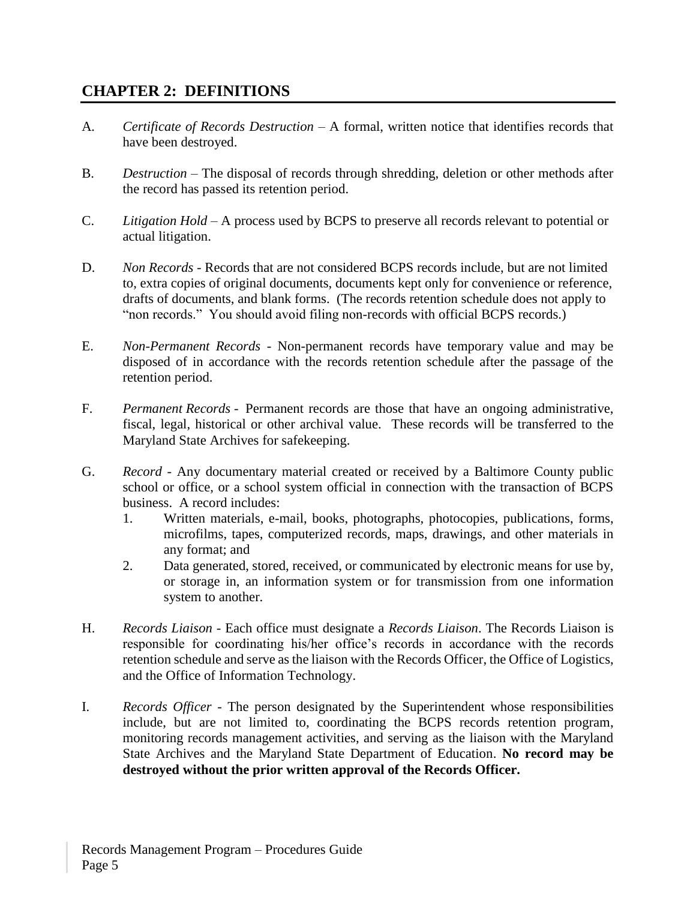## CHAPTER 2: DEFINITIONS

A. *Certificate of Records Destruction* – A formal, written notice that identifies records that have been destroyed.

B. *Destruction* – The disposal of records through shredding, deletion or other methods after the record has passed its retention period.

C. *Litigation Hold* – A process used by BCPS to preserve all records relevant to potential or actual litigation.

D. *Non Records* - Records that are not considered BCPS records include, but are not limited to, extra copies of original documents, documents kept only for convenience or reference, drafts of documents, and blank forms. (The records retention schedule does not apply to "non records." You should avoid filing non-records with official BCPS records.)

E. *Non-Permanent Records* - Non-permanent records have temporary value and may be disposed of in accordance with the records retention schedule after the passage of the retention period.

F. *Permanent Records* - Permanent records are those that have an ongoing administrative, fiscal, legal, historical or other archival value. These records will be transferred to the Maryland State Archives for safekeeping.

G. *Record* - Any documentary material created or received by a Baltimore County public school or office, or a school system official in connection with the transaction of BCPS business. A record includes:
   1. Written materials, e-mail, books, photographs, photocopies, publications, forms, microfilms, tapes, computerized records, maps, drawings, and other materials in any format; and
   2. Data generated, stored, received, or communicated by electronic means for use by, or storage in, an information system or for transmission from one information system to another.

H. *Records Liaison* - Each office must designate a *Records Liaison*. The Records Liaison is responsible for coordinating his/her office's records in accordance with the records retention schedule and serve as the liaison with the Records Officer, the Office of Logistics, and the Office of Information Technology.

I. *Records Officer* - The person designated by the Superintendent whose responsibilities include, but are not limited to, coordinating the BCPS records retention program, monitoring records management activities, and serving as the liaison with the Maryland State Archives and the Maryland State Department of Education. **No record may be destroyed without the prior written approval of the Records Officer.**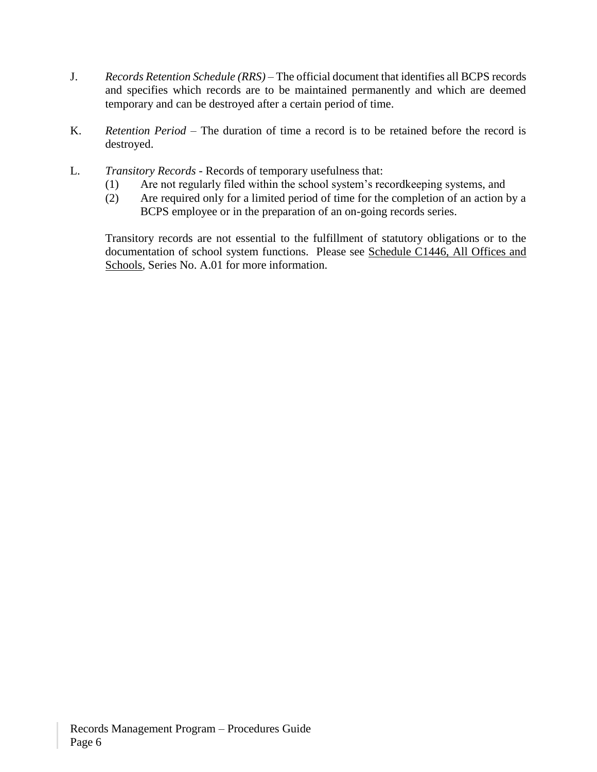J. *Records Retention Schedule (RRS)* – The official document that identifies all BCPS records and specifies which records are to be maintained permanently and which are deemed temporary and can be destroyed after a certain period of time.

K. *Retention Period* – The duration of time a record is to be retained before the record is destroyed.

L. *Transitory Records* - Records of temporary usefulness that:

   (1) Are not regularly filed within the school system's recordkeeping systems, and

   (2) Are required only for a limited period of time for the completion of an action by a BCPS employee or in the preparation of an on-going records series.

   Transitory records are not essential to the fulfillment of statutory obligations or to the documentation of school system functions. Please see Schedule C1446, All Offices and Schools, Series No. A.01 for more information.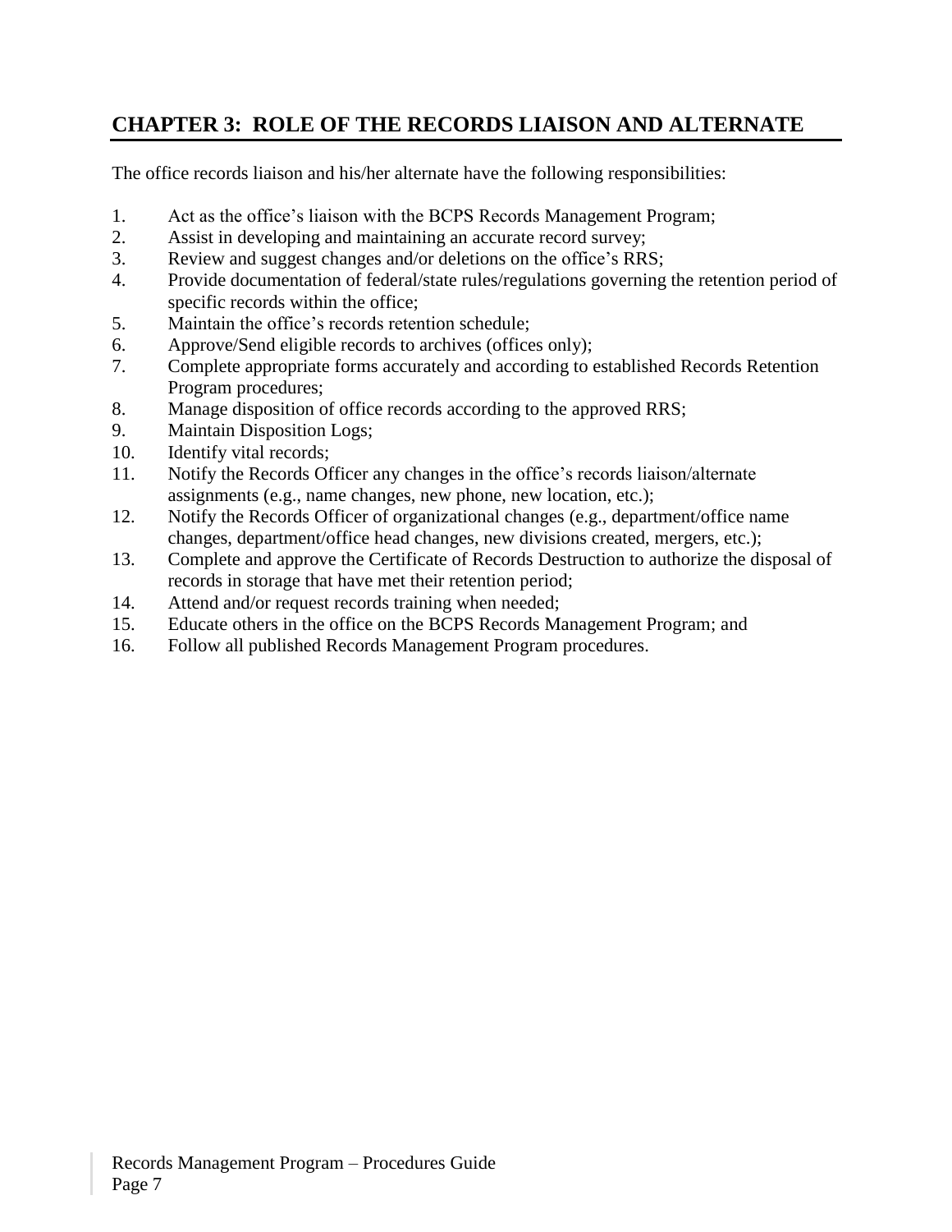## CHAPTER 3: ROLE OF THE RECORDS LIAISON AND ALTERNATE

The office records liaison and his/her alternate have the following responsibilities:

1. Act as the office's liaison with the BCPS Records Management Program;
2. Assist in developing and maintaining an accurate record survey;
3. Review and suggest changes and/or deletions on the office's RRS;
4. Provide documentation of federal/state rules/regulations governing the retention period of specific records within the office;
5. Maintain the office's records retention schedule;
6. Approve/Send eligible records to archives (offices only);
7. Complete appropriate forms accurately and according to established Records Retention Program procedures;
8. Manage disposition of office records according to the approved RRS;
9. Maintain Disposition Logs;
10. Identify vital records;
11. Notify the Records Officer any changes in the office's records liaison/alternate assignments (e.g., name changes, new phone, new location, etc.);
12. Notify the Records Officer of organizational changes (e.g., department/office name changes, department/office head changes, new divisions created, mergers, etc.);
13. Complete and approve the Certificate of Records Destruction to authorize the disposal of records in storage that have met their retention period;
14. Attend and/or request records training when needed;
15. Educate others in the office on the BCPS Records Management Program; and
16. Follow all published Records Management Program procedures.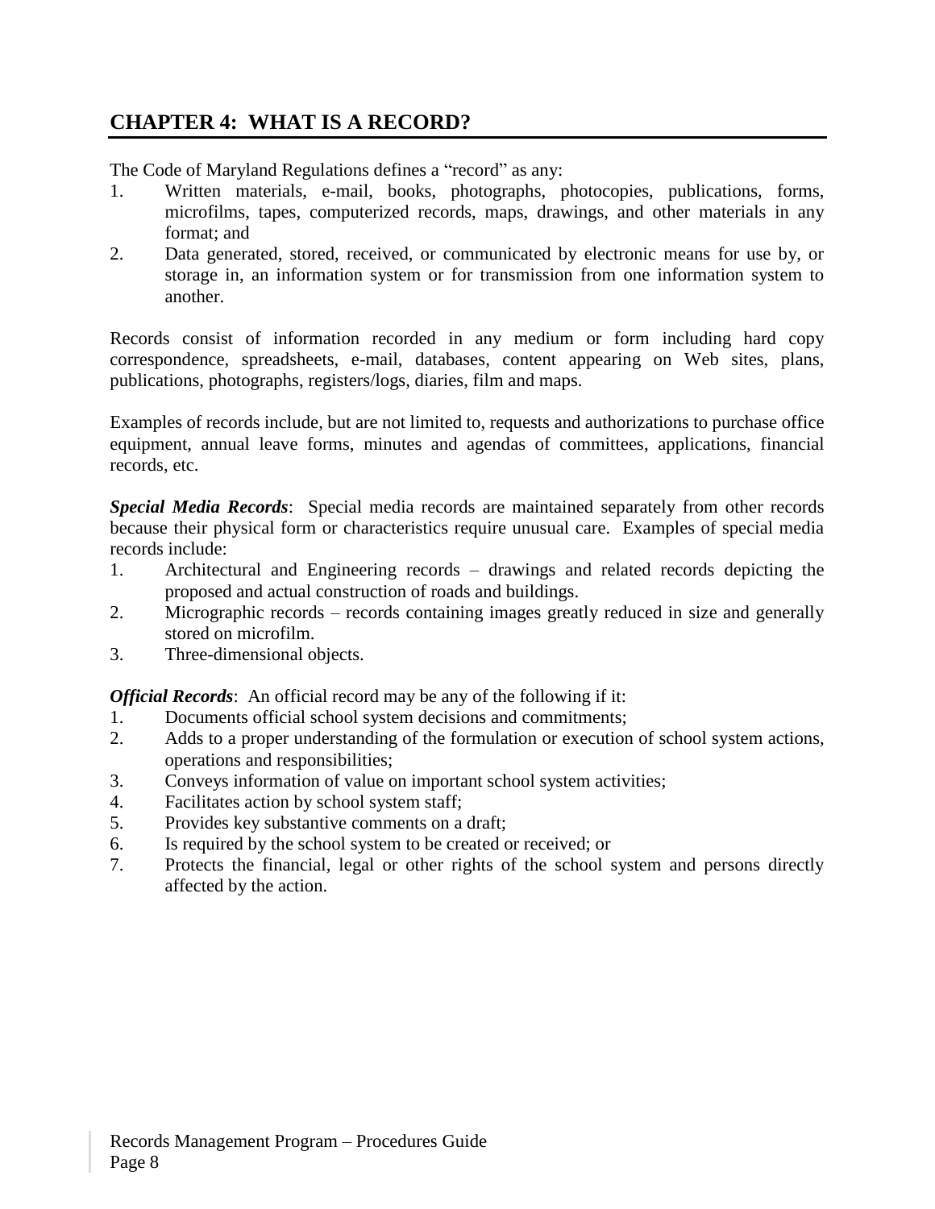## CHAPTER 4: WHAT IS A RECORD?

The Code of Maryland Regulations defines a "record" as any:

1. Written materials, e-mail, books, photographs, photocopies, publications, forms, microfilms, tapes, computerized records, maps, drawings, and other materials in any format; and
2. Data generated, stored, received, or communicated by electronic means for use by, or storage in, an information system or for transmission from one information system to another.

Records consist of information recorded in any medium or form including hard copy correspondence, spreadsheets, e-mail, databases, content appearing on Web sites, plans, publications, photographs, registers/logs, diaries, film and maps.

Examples of records include, but are not limited to, requests and authorizations to purchase office equipment, annual leave forms, minutes and agendas of committees, applications, financial records, etc.

***Special Media Records***: Special media records are maintained separately from other records because their physical form or characteristics require unusual care. Examples of special media records include:

1. Architectural and Engineering records – drawings and related records depicting the proposed and actual construction of roads and buildings.
2. Micrographic records – records containing images greatly reduced in size and generally stored on microfilm.
3. Three-dimensional objects.

***Official Records***: An official record may be any of the following if it:

1. Documents official school system decisions and commitments;
2. Adds to a proper understanding of the formulation or execution of school system actions, operations and responsibilities;
3. Conveys information of value on important school system activities;
4. Facilitates action by school system staff;
5. Provides key substantive comments on a draft;
6. Is required by the school system to be created or received; or
7. Protects the financial, legal or other rights of the school system and persons directly affected by the action.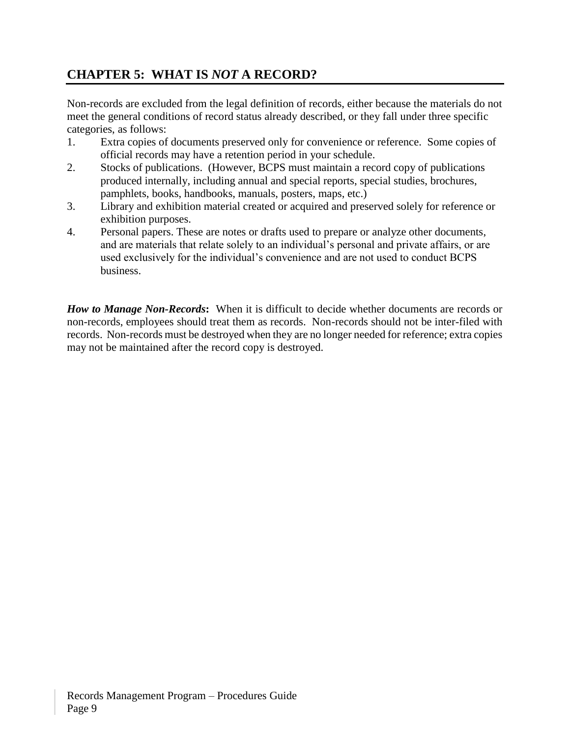## CHAPTER 5: WHAT IS *NOT* A RECORD?

Non-records are excluded from the legal definition of records, either because the materials do not meet the general conditions of record status already described, or they fall under three specific categories, as follows:

1. Extra copies of documents preserved only for convenience or reference. Some copies of official records may have a retention period in your schedule.
2. Stocks of publications. (However, BCPS must maintain a record copy of publications produced internally, including annual and special reports, special studies, brochures, pamphlets, books, handbooks, manuals, posters, maps, etc.)
3. Library and exhibition material created or acquired and preserved solely for reference or exhibition purposes.
4. Personal papers. These are notes or drafts used to prepare or analyze other documents, and are materials that relate solely to an individual's personal and private affairs, or are used exclusively for the individual's convenience and are not used to conduct BCPS business.

***How to Manage Non-Records*:** When it is difficult to decide whether documents are records or non-records, employees should treat them as records. Non-records should not be inter-filed with records. Non-records must be destroyed when they are no longer needed for reference; extra copies may not be maintained after the record copy is destroyed.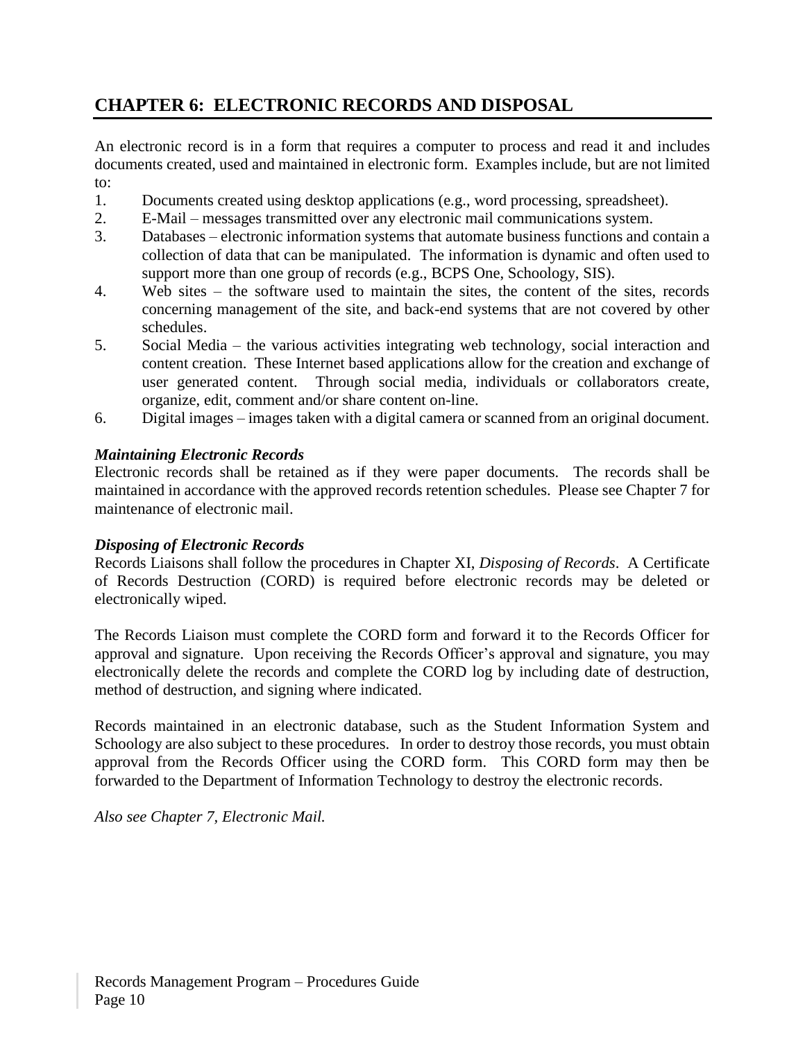## CHAPTER 6: ELECTRONIC RECORDS AND DISPOSAL

An electronic record is in a form that requires a computer to process and read it and includes documents created, used and maintained in electronic form. Examples include, but are not limited to:

1. Documents created using desktop applications (e.g., word processing, spreadsheet).
2. E-Mail – messages transmitted over any electronic mail communications system.
3. Databases – electronic information systems that automate business functions and contain a collection of data that can be manipulated. The information is dynamic and often used to support more than one group of records (e.g., BCPS One, Schoology, SIS).
4. Web sites – the software used to maintain the sites, the content of the sites, records concerning management of the site, and back-end systems that are not covered by other schedules.
5. Social Media – the various activities integrating web technology, social interaction and content creation. These Internet based applications allow for the creation and exchange of user generated content. Through social media, individuals or collaborators create, organize, edit, comment and/or share content on-line.
6. Digital images – images taken with a digital camera or scanned from an original document.

***Maintaining Electronic Records***

Electronic records shall be retained as if they were paper documents. The records shall be maintained in accordance with the approved records retention schedules. Please see Chapter 7 for maintenance of electronic mail.

***Disposing of Electronic Records***

Records Liaisons shall follow the procedures in Chapter XI, *Disposing of Records*. A Certificate of Records Destruction (CORD) is required before electronic records may be deleted or electronically wiped.

The Records Liaison must complete the CORD form and forward it to the Records Officer for approval and signature. Upon receiving the Records Officer's approval and signature, you may electronically delete the records and complete the CORD log by including date of destruction, method of destruction, and signing where indicated.

Records maintained in an electronic database, such as the Student Information System and Schoology are also subject to these procedures. In order to destroy those records, you must obtain approval from the Records Officer using the CORD form. This CORD form may then be forwarded to the Department of Information Technology to destroy the electronic records.

*Also see Chapter 7, Electronic Mail.*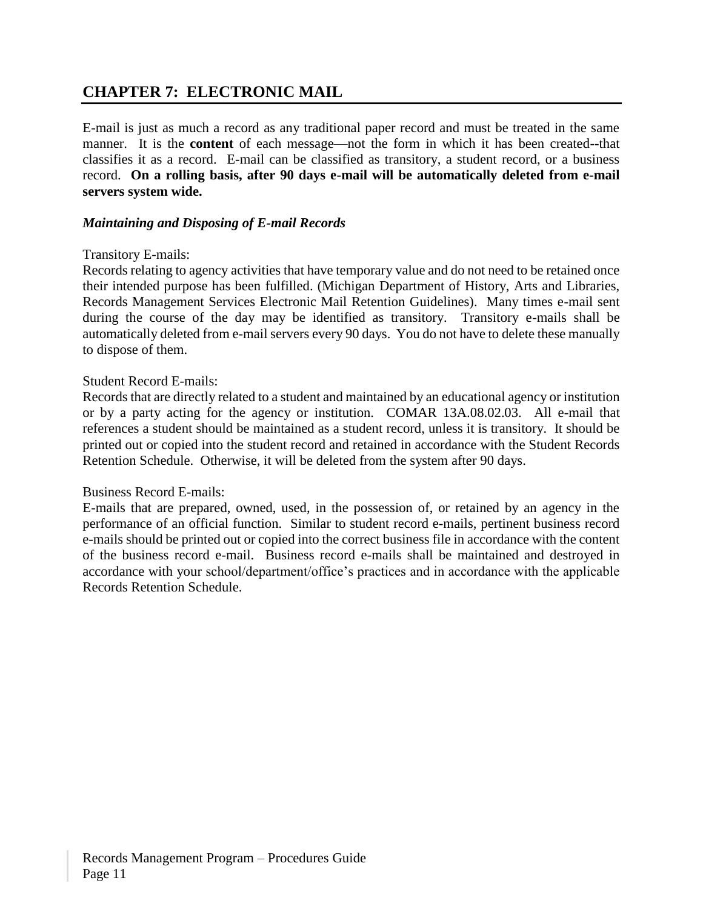## CHAPTER 7: ELECTRONIC MAIL

E-mail is just as much a record as any traditional paper record and must be treated in the same manner. It is the **content** of each message—not the form in which it has been created--that classifies it as a record. E-mail can be classified as transitory, a student record, or a business record. **On a rolling basis, after 90 days e-mail will be automatically deleted from e-mail servers system wide.**

### *Maintaining and Disposing of E-mail Records*

Transitory E-mails:
Records relating to agency activities that have temporary value and do not need to be retained once their intended purpose has been fulfilled. (Michigan Department of History, Arts and Libraries, Records Management Services Electronic Mail Retention Guidelines). Many times e-mail sent during the course of the day may be identified as transitory. Transitory e-mails shall be automatically deleted from e-mail servers every 90 days. You do not have to delete these manually to dispose of them.

Student Record E-mails:
Records that are directly related to a student and maintained by an educational agency or institution or by a party acting for the agency or institution. COMAR 13A.08.02.03. All e-mail that references a student should be maintained as a student record, unless it is transitory. It should be printed out or copied into the student record and retained in accordance with the Student Records Retention Schedule. Otherwise, it will be deleted from the system after 90 days.

Business Record E-mails:
E-mails that are prepared, owned, used, in the possession of, or retained by an agency in the performance of an official function. Similar to student record e-mails, pertinent business record e-mails should be printed out or copied into the correct business file in accordance with the content of the business record e-mail. Business record e-mails shall be maintained and destroyed in accordance with your school/department/office's practices and in accordance with the applicable Records Retention Schedule.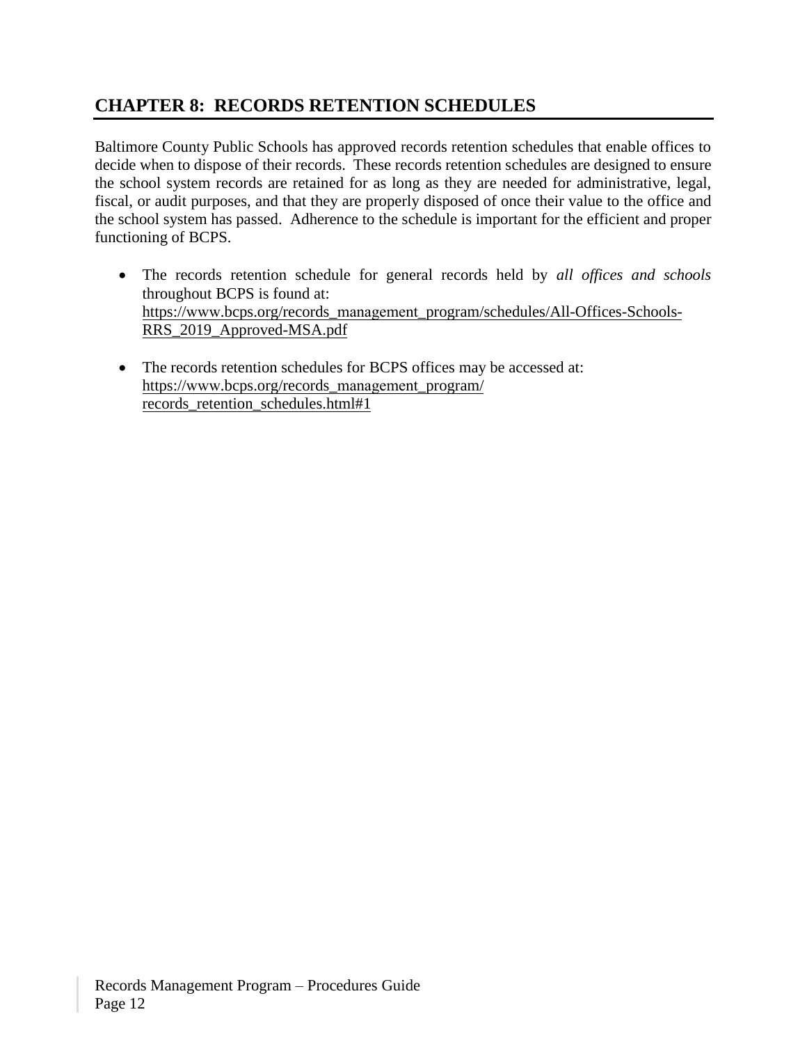## CHAPTER 8: RECORDS RETENTION SCHEDULES

Baltimore County Public Schools has approved records retention schedules that enable offices to decide when to dispose of their records. These records retention schedules are designed to ensure the school system records are retained for as long as they are needed for administrative, legal, fiscal, or audit purposes, and that they are properly disposed of once their value to the office and the school system has passed. Adherence to the schedule is important for the efficient and proper functioning of BCPS.

- The records retention schedule for general records held by *all offices and schools* throughout BCPS is found at: https://www.bcps.org/records_management_program/schedules/All-Offices-Schools-RRS_2019_Approved-MSA.pdf

- The records retention schedules for BCPS offices may be accessed at: https://www.bcps.org/records_management_program/records_retention_schedules.html#1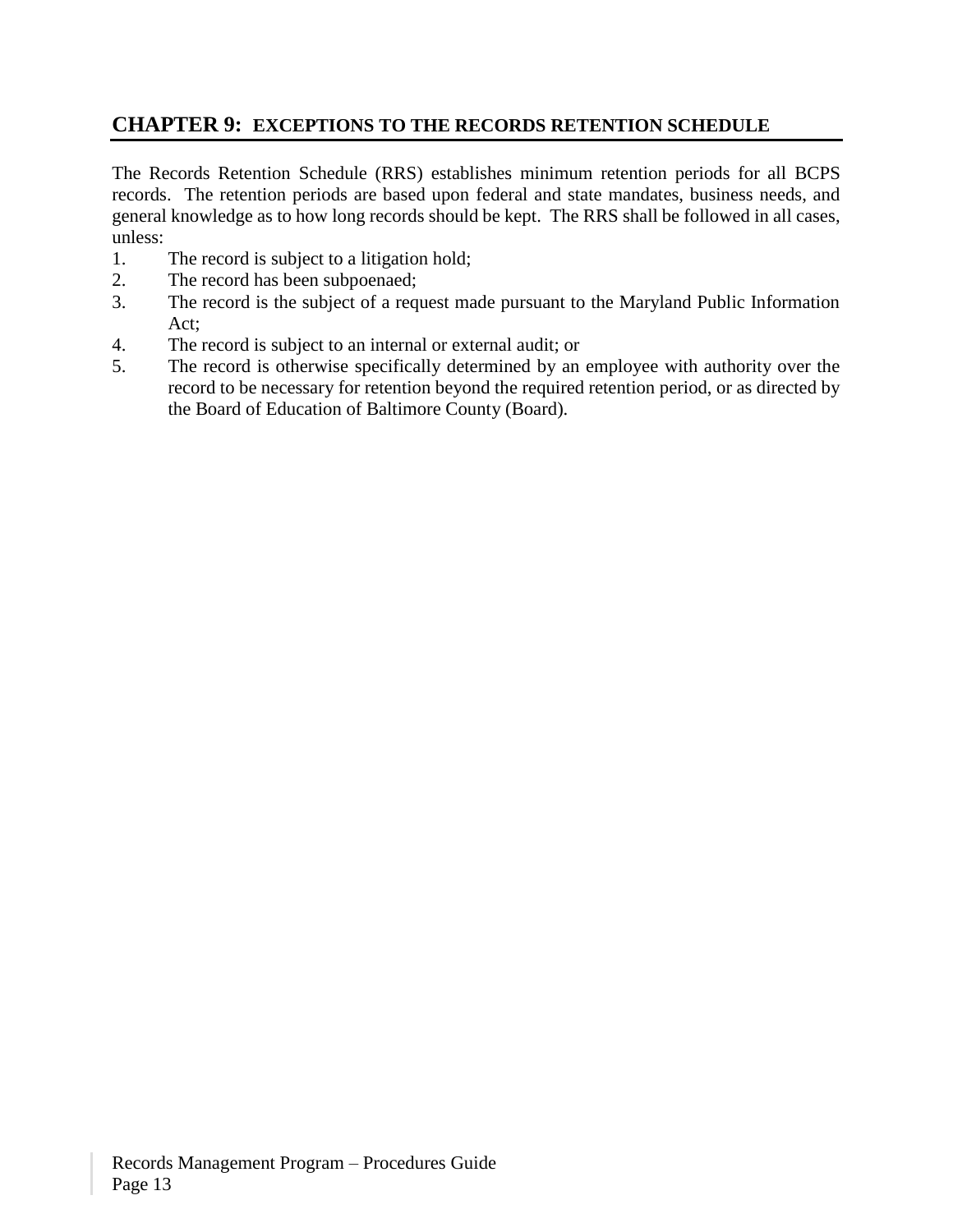## CHAPTER 9: EXCEPTIONS TO THE RECORDS RETENTION SCHEDULE

The Records Retention Schedule (RRS) establishes minimum retention periods for all BCPS records. The retention periods are based upon federal and state mandates, business needs, and general knowledge as to how long records should be kept. The RRS shall be followed in all cases, unless:

1. The record is subject to a litigation hold;
2. The record has been subpoenaed;
3. The record is the subject of a request made pursuant to the Maryland Public Information Act;
4. The record is subject to an internal or external audit; or
5. The record is otherwise specifically determined by an employee with authority over the record to be necessary for retention beyond the required retention period, or as directed by the Board of Education of Baltimore County (Board).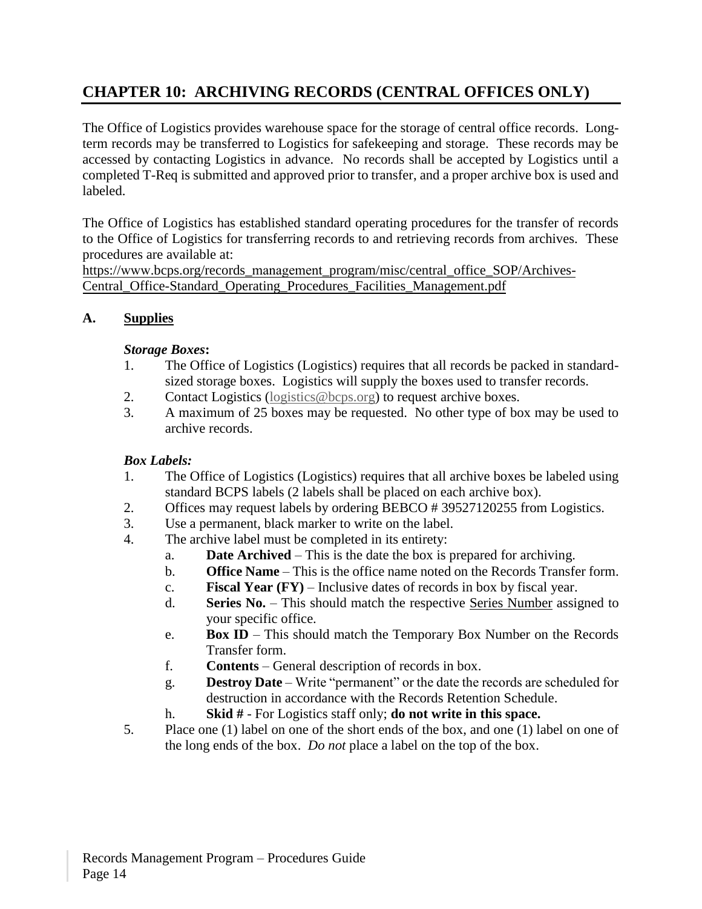# CHAPTER 10: ARCHIVING RECORDS (CENTRAL OFFICES ONLY)

The Office of Logistics provides warehouse space for the storage of central office records. Long-term records may be transferred to Logistics for safekeeping and storage. These records may be accessed by contacting Logistics in advance. No records shall be accepted by Logistics until a completed T-Req is submitted and approved prior to transfer, and a proper archive box is used and labeled.

The Office of Logistics has established standard operating procedures for the transfer of records to the Office of Logistics for transferring records to and retrieving records from archives. These procedures are available at:
https://www.bcps.org/records_management_program/misc/central_office_SOP/Archives-Central_Office-Standard_Operating_Procedures_Facilities_Management.pdf

## A. Supplies

***Storage Boxes*:**

1. The Office of Logistics (Logistics) requires that all records be packed in standard-sized storage boxes. Logistics will supply the boxes used to transfer records.
2. Contact Logistics (logistics@bcps.org) to request archive boxes.
3. A maximum of 25 boxes may be requested. No other type of box may be used to archive records.

***Box Labels:***

1. The Office of Logistics (Logistics) requires that all archive boxes be labeled using standard BCPS labels (2 labels shall be placed on each archive box).
2. Offices may request labels by ordering BEBCO # 39527120255 from Logistics.
3. Use a permanent, black marker to write on the label.
4. The archive label must be completed in its entirety:
   a. **Date Archived** – This is the date the box is prepared for archiving.
   b. **Office Name** – This is the office name noted on the Records Transfer form.
   c. **Fiscal Year (FY)** – Inclusive dates of records in box by fiscal year.
   d. **Series No.** – This should match the respective Series Number assigned to your specific office.
   e. **Box ID** – This should match the Temporary Box Number on the Records Transfer form.
   f. **Contents** – General description of records in box.
   g. **Destroy Date** – Write "permanent" or the date the records are scheduled for destruction in accordance with the Records Retention Schedule.
   h. **Skid #** - For Logistics staff only; **do not write in this space.**
5. Place one (1) label on one of the short ends of the box, and one (1) label on one of the long ends of the box. *Do not* place a label on the top of the box.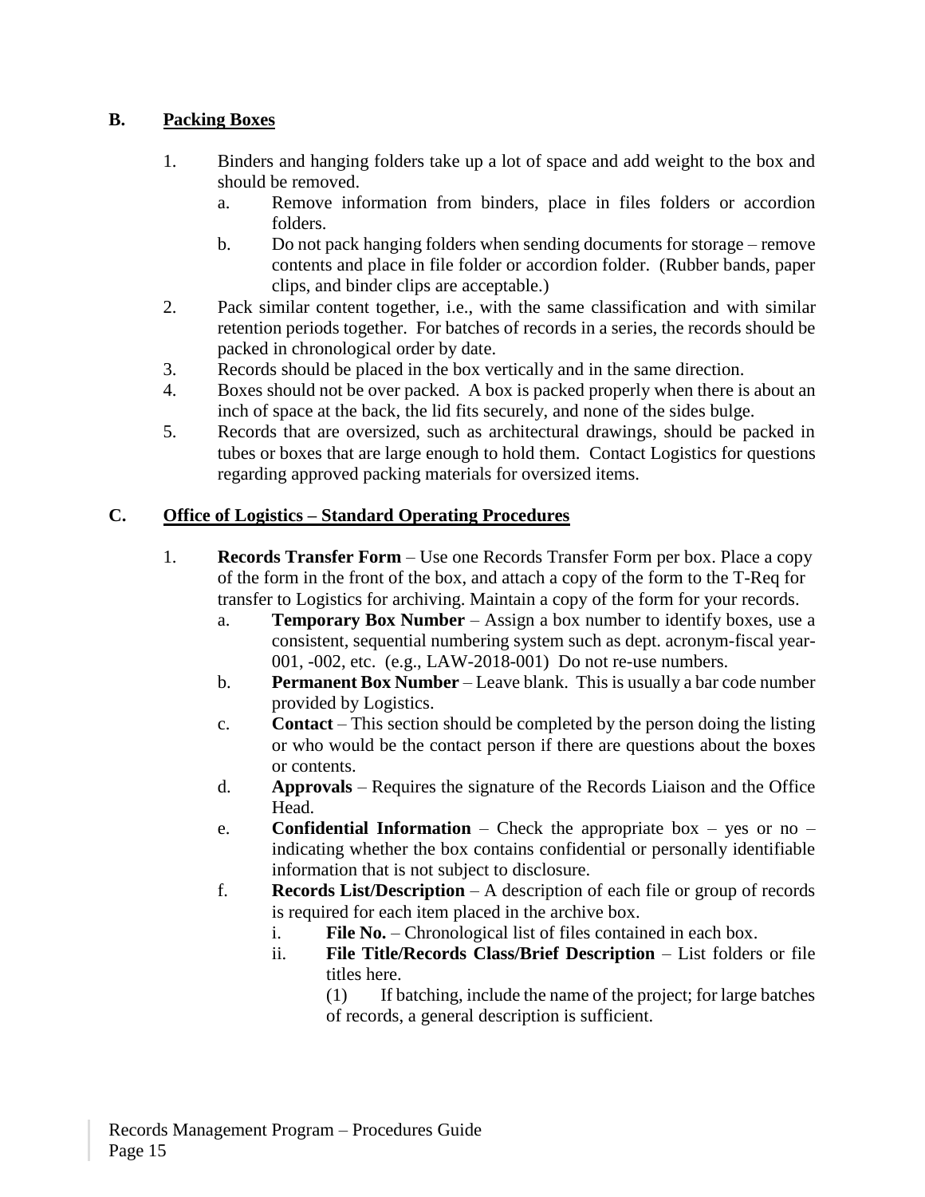## B. Packing Boxes

1. Binders and hanging folders take up a lot of space and add weight to the box and should be removed.
   a. Remove information from binders, place in files folders or accordion folders.
   b. Do not pack hanging folders when sending documents for storage – remove contents and place in file folder or accordion folder. (Rubber bands, paper clips, and binder clips are acceptable.)
2. Pack similar content together, i.e., with the same classification and with similar retention periods together. For batches of records in a series, the records should be packed in chronological order by date.
3. Records should be placed in the box vertically and in the same direction.
4. Boxes should not be over packed. A box is packed properly when there is about an inch of space at the back, the lid fits securely, and none of the sides bulge.
5. Records that are oversized, such as architectural drawings, should be packed in tubes or boxes that are large enough to hold them. Contact Logistics for questions regarding approved packing materials for oversized items.

## C. Office of Logistics – Standard Operating Procedures

1. **Records Transfer Form** – Use one Records Transfer Form per box. Place a copy of the form in the front of the box, and attach a copy of the form to the T-Req for transfer to Logistics for archiving. Maintain a copy of the form for your records.
   a. **Temporary Box Number** – Assign a box number to identify boxes, use a consistent, sequential numbering system such as dept. acronym-fiscal year-001, -002, etc. (e.g., LAW-2018-001) Do not re-use numbers.
   b. **Permanent Box Number** – Leave blank. This is usually a bar code number provided by Logistics.
   c. **Contact** – This section should be completed by the person doing the listing or who would be the contact person if there are questions about the boxes or contents.
   d. **Approvals** – Requires the signature of the Records Liaison and the Office Head.
   e. **Confidential Information** – Check the appropriate box – yes or no – indicating whether the box contains confidential or personally identifiable information that is not subject to disclosure.
   f. **Records List/Description** – A description of each file or group of records is required for each item placed in the archive box.
      i. **File No.** – Chronological list of files contained in each box.
      ii. **File Title/Records Class/Brief Description** – List folders or file titles here.

         (1) If batching, include the name of the project; for large batches of records, a general description is sufficient.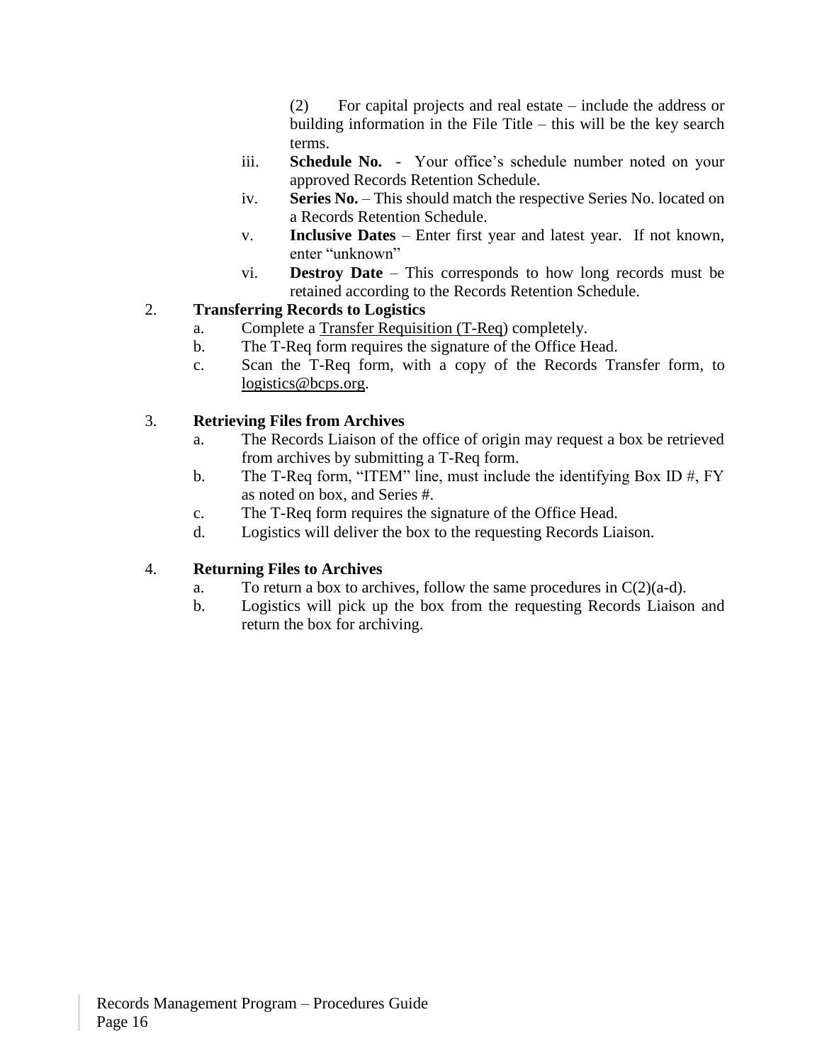(2) For capital projects and real estate – include the address or building information in the File Title – this will be the key search terms.

iii. **Schedule No.** - Your office's schedule number noted on your approved Records Retention Schedule.

iv. **Series No.** – This should match the respective Series No. located on a Records Retention Schedule.

v. **Inclusive Dates** – Enter first year and latest year. If not known, enter "unknown"

vi. **Destroy Date** – This corresponds to how long records must be retained according to the Records Retention Schedule.

2. **Transferring Records to Logistics**
   a. Complete a Transfer Requisition (T-Req) completely.
   b. The T-Req form requires the signature of the Office Head.
   c. Scan the T-Req form, with a copy of the Records Transfer form, to logistics@bcps.org.

3. **Retrieving Files from Archives**
   a. The Records Liaison of the office of origin may request a box be retrieved from archives by submitting a T-Req form.
   b. The T-Req form, "ITEM" line, must include the identifying Box ID #, FY as noted on box, and Series #.
   c. The T-Req form requires the signature of the Office Head.
   d. Logistics will deliver the box to the requesting Records Liaison.

4. **Returning Files to Archives**
   a. To return a box to archives, follow the same procedures in C(2)(a-d).
   b. Logistics will pick up the box from the requesting Records Liaison and return the box for archiving.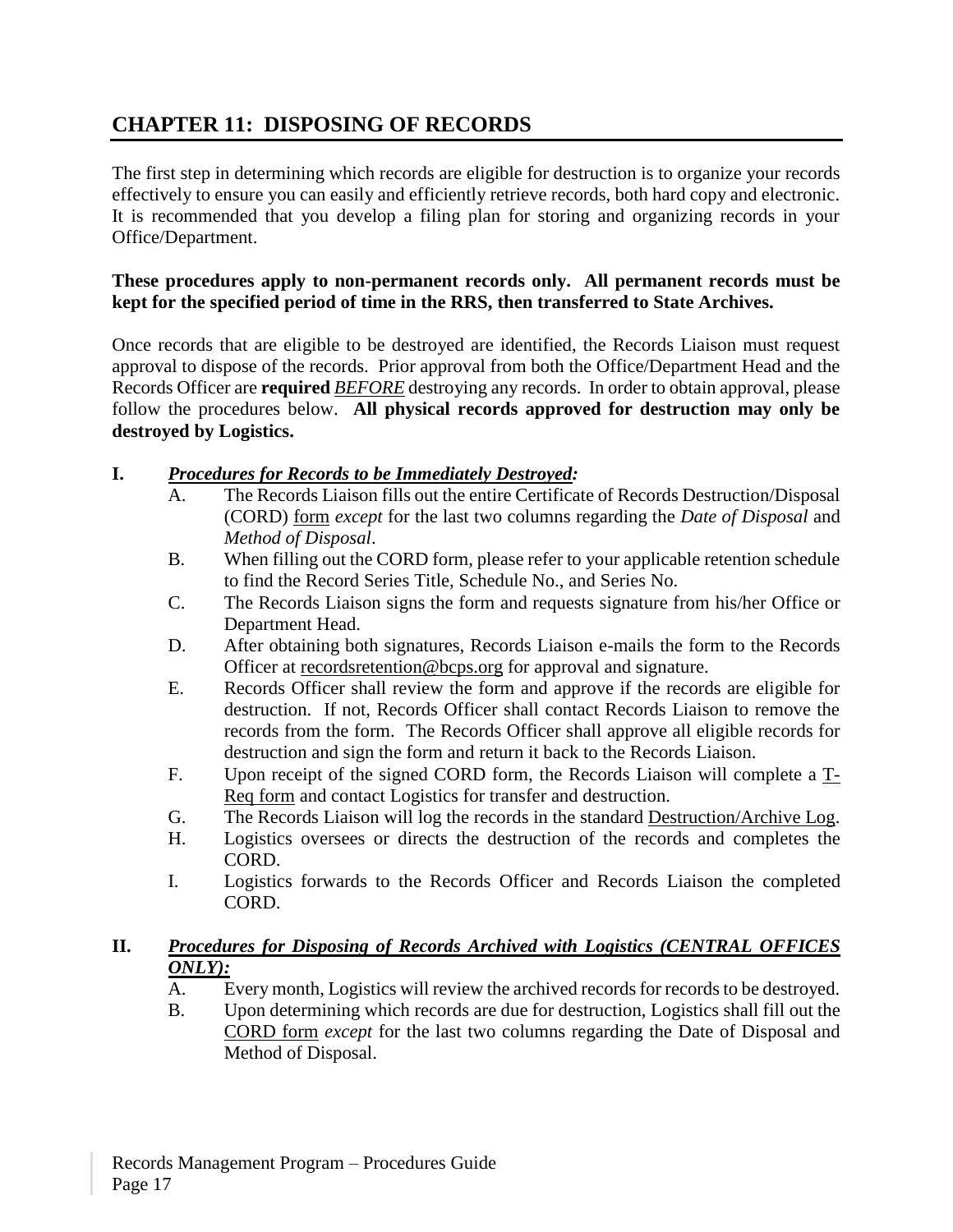## CHAPTER 11: DISPOSING OF RECORDS

The first step in determining which records are eligible for destruction is to organize your records effectively to ensure you can easily and efficiently retrieve records, both hard copy and electronic. It is recommended that you develop a filing plan for storing and organizing records in your Office/Department.

**These procedures apply to non-permanent records only. All permanent records must be kept for the specified period of time in the RRS, then transferred to State Archives.**

Once records that are eligible to be destroyed are identified, the Records Liaison must request approval to dispose of the records. Prior approval from both the Office/Department Head and the Records Officer are **required** *BEFORE* destroying any records. In order to obtain approval, please follow the procedures below. **All physical records approved for destruction may only be destroyed by Logistics.**

**I. *Procedures for Records to be Immediately Destroyed:***

A. The Records Liaison fills out the entire Certificate of Records Destruction/Disposal (CORD) form *except* for the last two columns regarding the *Date of Disposal* and *Method of Disposal*.

B. When filling out the CORD form, please refer to your applicable retention schedule to find the Record Series Title, Schedule No., and Series No.

C. The Records Liaison signs the form and requests signature from his/her Office or Department Head.

D. After obtaining both signatures, Records Liaison e-mails the form to the Records Officer at recordsretention@bcps.org for approval and signature.

E. Records Officer shall review the form and approve if the records are eligible for destruction. If not, Records Officer shall contact Records Liaison to remove the records from the form. The Records Officer shall approve all eligible records for destruction and sign the form and return it back to the Records Liaison.

F. Upon receipt of the signed CORD form, the Records Liaison will complete a T-Req form and contact Logistics for transfer and destruction.

G. The Records Liaison will log the records in the standard Destruction/Archive Log.

H. Logistics oversees or directs the destruction of the records and completes the CORD.

I. Logistics forwards to the Records Officer and Records Liaison the completed CORD.

**II. *Procedures for Disposing of Records Archived with Logistics (CENTRAL OFFICES ONLY):***

A. Every month, Logistics will review the archived records for records to be destroyed.

B. Upon determining which records are due for destruction, Logistics shall fill out the CORD form *except* for the last two columns regarding the Date of Disposal and Method of Disposal.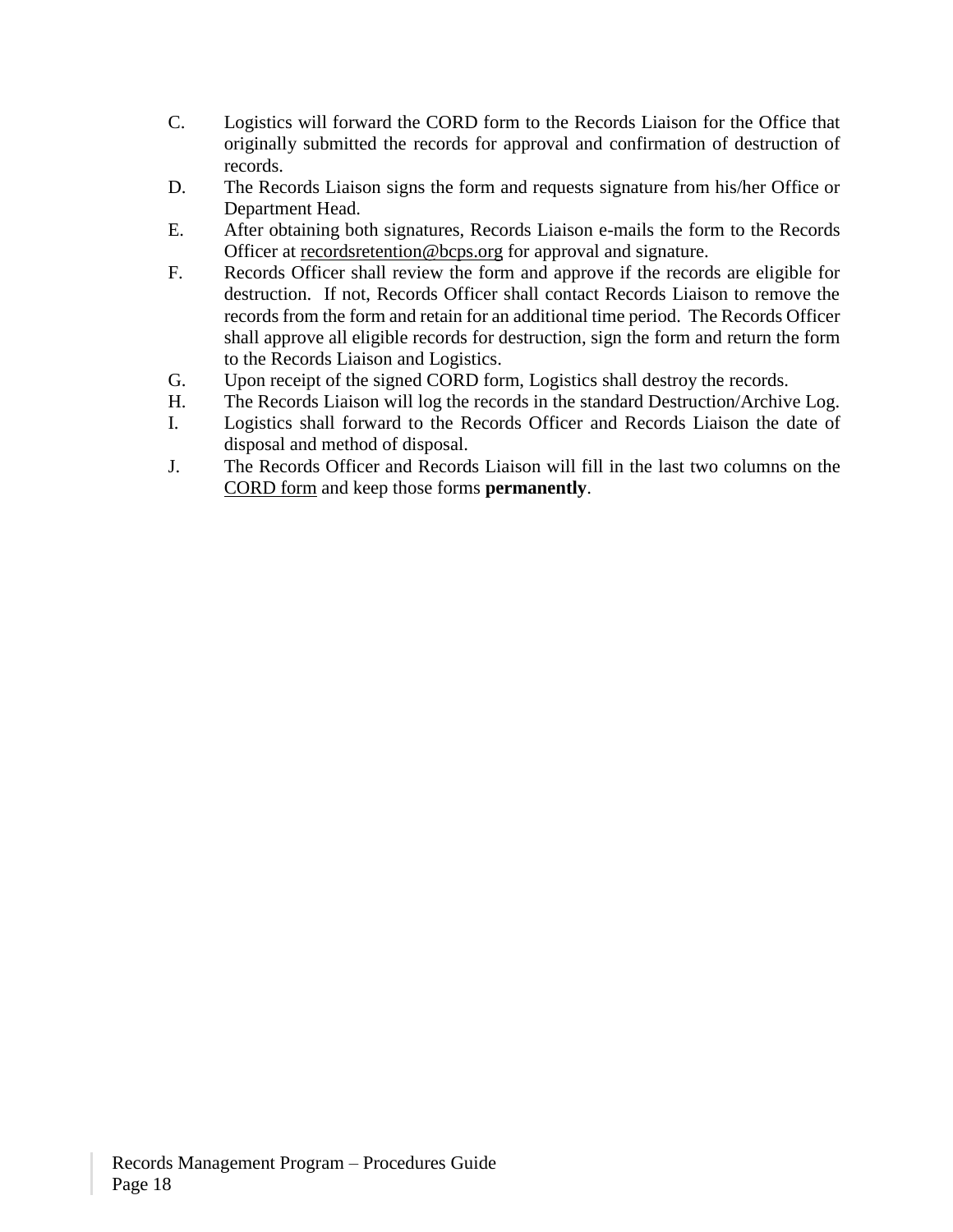C. Logistics will forward the CORD form to the Records Liaison for the Office that originally submitted the records for approval and confirmation of destruction of records.

D. The Records Liaison signs the form and requests signature from his/her Office or Department Head.

E. After obtaining both signatures, Records Liaison e-mails the form to the Records Officer at recordsretention@bcps.org for approval and signature.

F. Records Officer shall review the form and approve if the records are eligible for destruction. If not, Records Officer shall contact Records Liaison to remove the records from the form and retain for an additional time period. The Records Officer shall approve all eligible records for destruction, sign the form and return the form to the Records Liaison and Logistics.

G. Upon receipt of the signed CORD form, Logistics shall destroy the records.

H. The Records Liaison will log the records in the standard Destruction/Archive Log.

I. Logistics shall forward to the Records Officer and Records Liaison the date of disposal and method of disposal.

J. The Records Officer and Records Liaison will fill in the last two columns on the CORD form and keep those forms **permanently**.